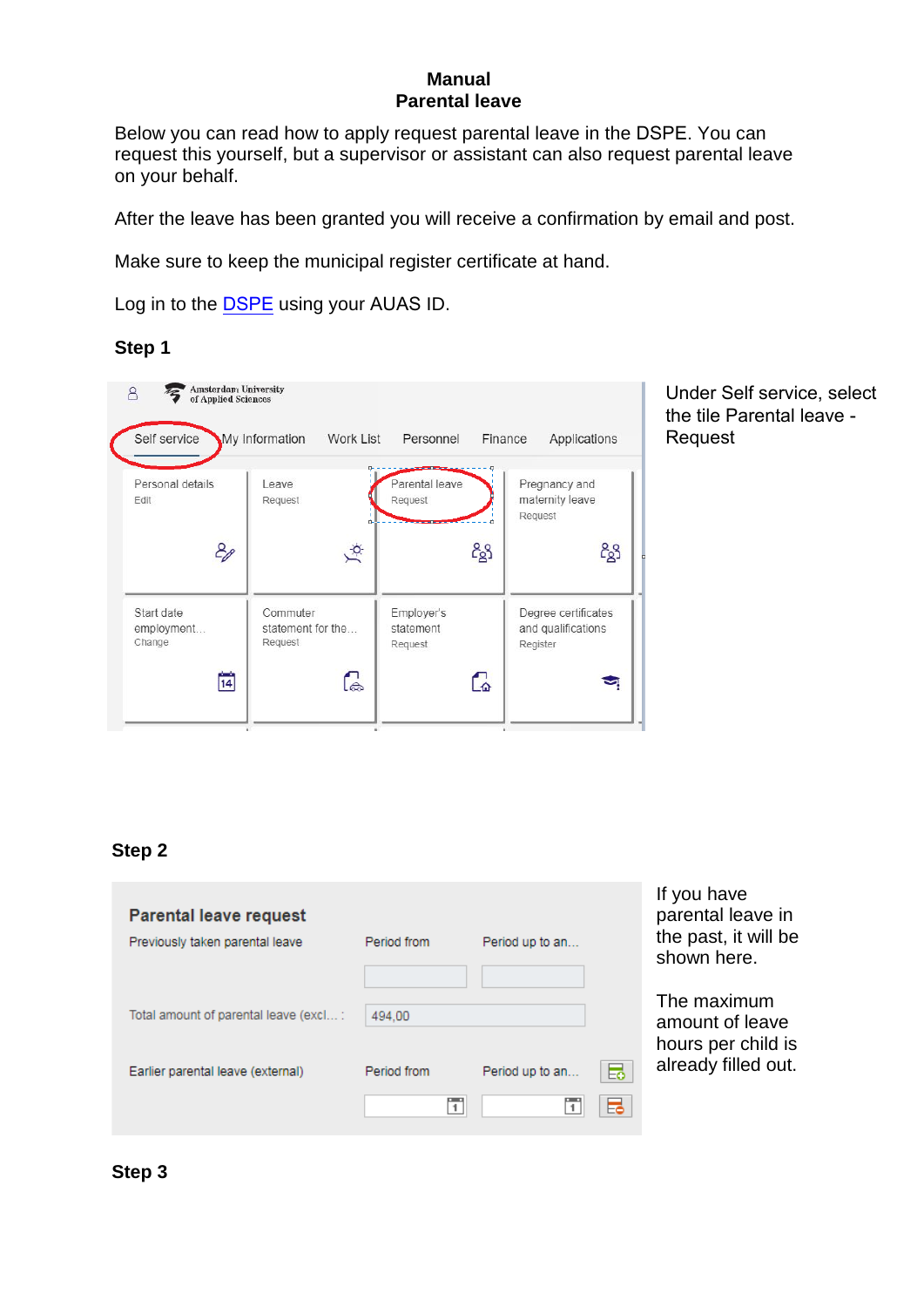**Manual**
**Parental leave**

Below you can read how to apply request parental leave in the DSPE. You can request this yourself, but a supervisor or assistant can also request parental leave on your behalf.

After the leave has been granted you will receive a confirmation by email and post.

Make sure to keep the municipal register certificate at hand.

Log in to the DSPE using your AUAS ID.

**Step 1**

Under Self service, select the tile Parental leave - Request

**Step 2**

If you have parental leave in the past, it will be shown here.

The maximum amount of leave hours per child is already filled out.

**Step 3**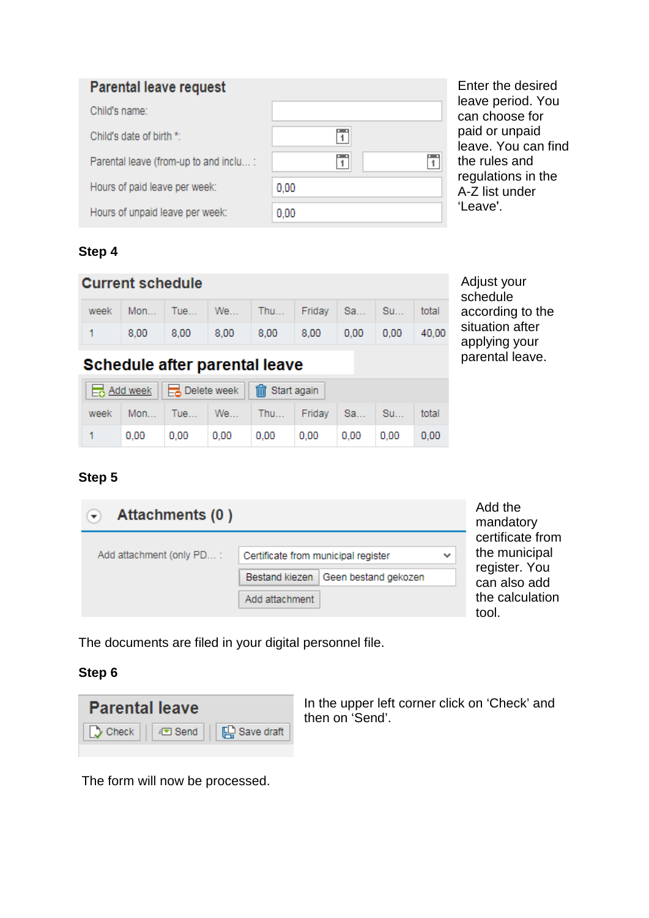**Parental leave request**

| | |
|---|---|
| Child's name: | |
| Child's date of birth *: | |
| Parental leave (from-up to and inclu... : | |
| Hours of paid leave per week: | 0,00 |
| Hours of unpaid leave per week: | 0,00 |

Enter the desired leave period. You can choose for paid or unpaid leave. You can find the rules and regulations in the A-Z list under 'Leave'.

**Step 4**

**Current schedule**

| week | Mon... | Tue... | We... | Thu... | Friday | Sa... | Su... | total |
|---|---|---|---|---|---|---|---|---|
| 1 | 8,00 | 8,00 | 8,00 | 8,00 | 8,00 | 0,00 | 0,00 | 40,00 |

**Schedule after parental leave**

Add week | Delete week | Start again

| week | Mon... | Tue... | We... | Thu... | Friday | Sa... | Su... | total |
|---|---|---|---|---|---|---|---|---|
| 1 | 0,00 | 0,00 | 0,00 | 0,00 | 0,00 | 0,00 | 0,00 | 0,00 |

Adjust your schedule according to the situation after applying your parental leave.

**Step 5**

**Attachments (0 )**

Add attachment (only PD... : Certificate from municipal register

Bestand kiezen | Geen bestand gekozen

Add attachment

Add the mandatory certificate from the municipal register. You can also add the calculation tool.

The documents are filed in your digital personnel file.

**Step 6**

**Parental leave**

Check | Send | Save draft

In the upper left corner click on 'Check' and then on 'Send'.

The form will now be processed.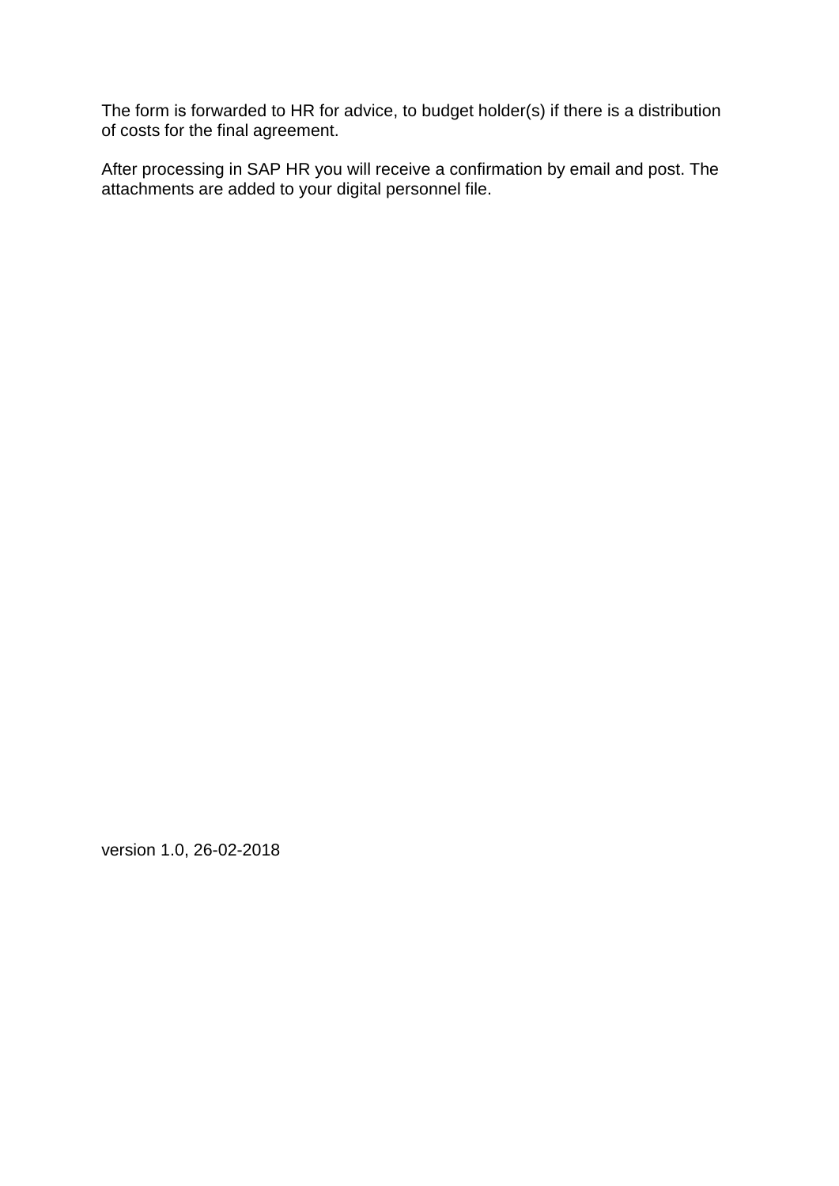The form is forwarded to HR for advice, to budget holder(s) if there is a distribution of costs for the final agreement.

After processing in SAP HR you will receive a confirmation by email and post. The attachments are added to your digital personnel file.

version 1.0, 26-02-2018